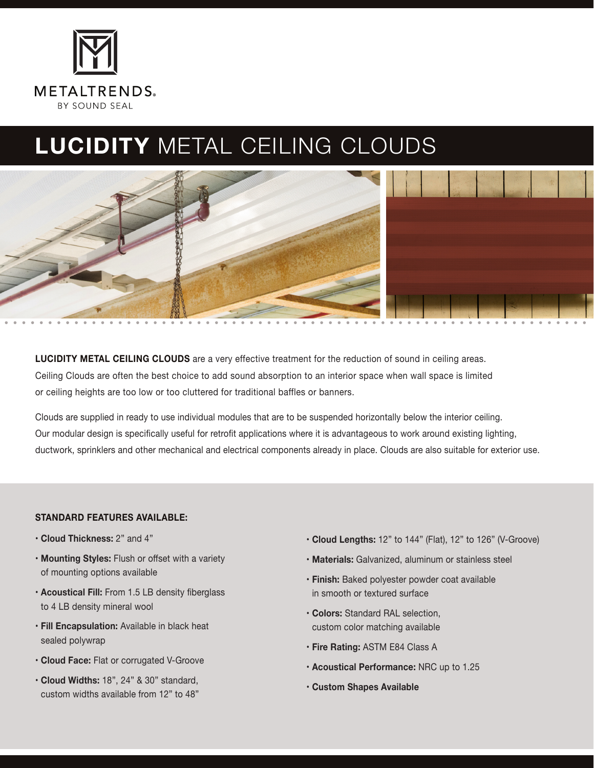METALTRENDS®
BY SOUND SEAL

# **LUCIDITY** METAL CEILING CLOUDS

**LUCIDITY METAL CEILING CLOUDS** are a very effective treatment for the reduction of sound in ceiling areas. Ceiling Clouds are often the best choice to add sound absorption to an interior space when wall space is limited or ceiling heights are too low or too cluttered for traditional baffles or banners.

Clouds are supplied in ready to use individual modules that are to be suspended horizontally below the interior ceiling. Our modular design is specifically useful for retrofit applications where it is advantageous to work around existing lighting, ductwork, sprinklers and other mechanical and electrical components already in place. Clouds are also suitable for exterior use.

### STANDARD FEATURES AVAILABLE:

- **Cloud Thickness:** 2" and 4"
- **Mounting Styles:** Flush or offset with a variety of mounting options available
- **Acoustical Fill:** From 1.5 LB density fiberglass to 4 LB density mineral wool
- **Fill Encapsulation:** Available in black heat sealed polywrap
- **Cloud Face:** Flat or corrugated V-Groove
- **Cloud Widths:** 18", 24" & 30" standard, custom widths available from 12" to 48"
- **Cloud Lengths:** 12" to 144" (Flat), 12" to 126" (V-Groove)
- **Materials:** Galvanized, aluminum or stainless steel
- **Finish:** Baked polyester powder coat available in smooth or textured surface
- **Colors:** Standard RAL selection, custom color matching available
- **Fire Rating:** ASTM E84 Class A
- **Acoustical Performance:** NRC up to 1.25
- **Custom Shapes Available**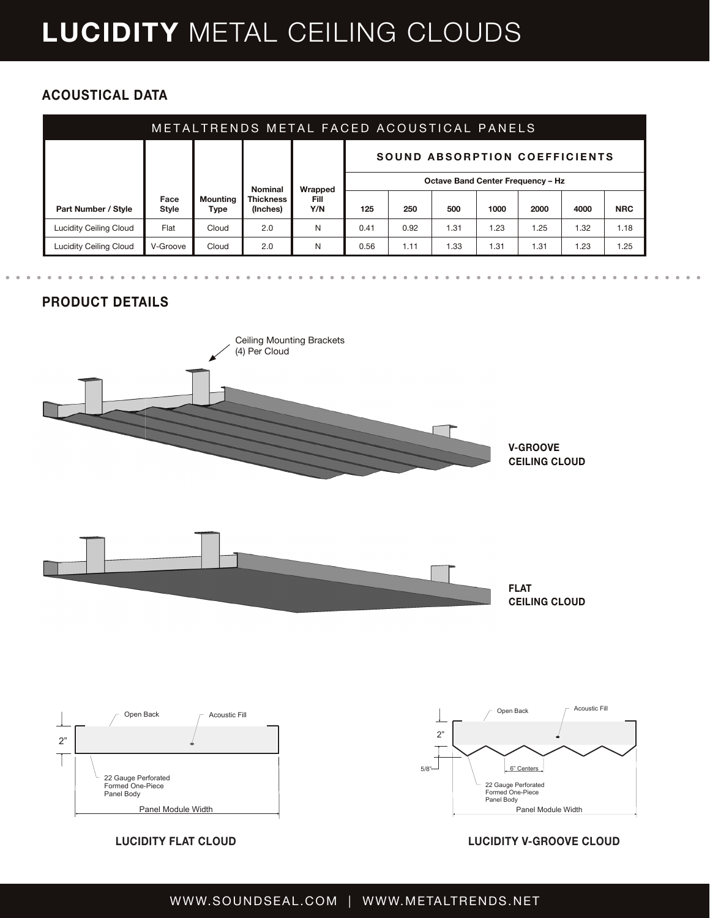# LUCIDITY METAL CEILING CLOUDS

## ACOUSTICAL DATA

| METALTRENDS METAL FACED ACOUSTICAL PANELS | | | | | | | | | | | |
|---|---|---|---|---|---|---|---|---|---|---|---|
| | | | | | SOUND ABSORPTION COEFFICIENTS | | | | | | |
| | | | | | Octave Band Center Frequency – Hz | | | | | | |
| Part Number / Style | Face Style | Mounting Type | Nominal Thickness (Inches) | Wrapped Fill Y/N | 125 | 250 | 500 | 1000 | 2000 | 4000 | NRC |
| Lucidity Ceiling Cloud | Flat | Cloud | 2.0 | N | 0.41 | 0.92 | 1.31 | 1.23 | 1.25 | 1.32 | 1.18 |
| Lucidity Ceiling Cloud | V-Groove | Cloud | 2.0 | N | 0.56 | 1.11 | 1.33 | 1.31 | 1.31 | 1.23 | 1.25 |

## PRODUCT DETAILS

Ceiling Mounting Brackets (4) Per Cloud

**V-GROOVE CEILING CLOUD**

**FLAT CEILING CLOUD**

Open Back
Acoustic Fill
2"
22 Gauge Perforated Formed One-Piece Panel Body
Panel Module Width

**LUCIDITY FLAT CLOUD**

Open Back
Acoustic Fill
2"
5/8"
6" Centers
22 Gauge Perforated Formed One-Piece Panel Body
Panel Module Width

**LUCIDITY V-GROOVE CLOUD**

WWW.SOUNDSEAL.COM | WWW.METALTRENDS.NET